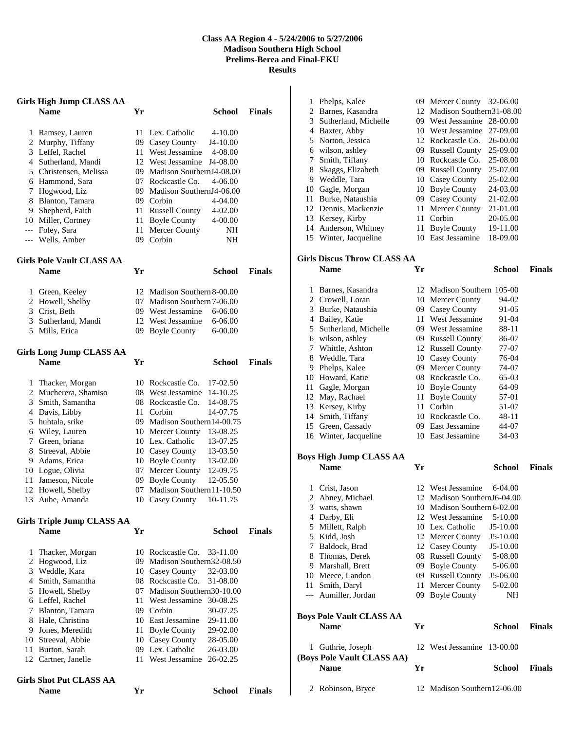# Class AA Region 4 - 5/24/2006 to 5/27/2006
## Madison Southern High School
## Prelims-Berea and Final-EKU
## Results

### Girls High Jump CLASS AA

| | Name | Yr | School | Finals |
|---|---|---|---|---|
| 1 | Ramsey, Lauren | 11 | Lex. Catholic | 4-10.00 |
| 2 | Murphy, Tiffany | 09 | Casey County | J4-10.00 |
| 3 | Leffel, Rachel | 11 | West Jessamine | 4-08.00 |
| 4 | Sutherland, Mandi | 12 | West Jessamine | J4-08.00 |
| 5 | Christensen, Melissa | 09 | Madison Southern | J4-08.00 |
| 6 | Hammond, Sara | 07 | Rockcastle Co. | 4-06.00 |
| 7 | Hogwood, Liz | 09 | Madison Southern | J4-06.00 |
| 8 | Blanton, Tamara | 09 | Corbin | 4-04.00 |
| 9 | Shepherd, Faith | 11 | Russell County | 4-02.00 |
| 10 | Miller, Cortney | 11 | Boyle County | 4-00.00 |
| --- | Foley, Sara | 11 | Mercer County | NH |
| --- | Wells, Amber | 09 | Corbin | NH |

### Girls Pole Vault CLASS AA

| | Name | Yr | School | Finals |
|---|---|---|---|---|
| 1 | Green, Keeley | 12 | Madison Southern | 8-00.00 |
| 2 | Howell, Shelby | 07 | Madison Southern | 7-06.00 |
| 3 | Crist, Beth | 09 | West Jessamine | 6-06.00 |
| 3 | Sutherland, Mandi | 12 | West Jessamine | 6-06.00 |
| 5 | Mills, Erica | 09 | Boyle County | 6-00.00 |

### Girls Long Jump CLASS AA

| | Name | Yr | School | Finals |
|---|---|---|---|---|
| 1 | Thacker, Morgan | 10 | Rockcastle Co. | 17-02.50 |
| 2 | Mucherera, Shamiso | 08 | West Jessamine | 14-10.25 |
| 3 | Smith, Samantha | 08 | Rockcastle Co. | 14-08.75 |
| 4 | Davis, Libby | 11 | Corbin | 14-07.75 |
| 5 | huhtala, srike | 09 | Madison Southern | 14-00.75 |
| 6 | Wiley, Lauren | 10 | Mercer County | 13-08.25 |
| 7 | Green, briana | 10 | Lex. Catholic | 13-07.25 |
| 8 | Streeval, Abbie | 10 | Casey County | 13-03.50 |
| 9 | Adams, Erica | 10 | Boyle County | 13-02.00 |
| 10 | Logue, Olivia | 07 | Mercer County | 12-09.75 |
| 11 | Jameson, Nicole | 09 | Boyle County | 12-05.50 |
| 12 | Howell, Shelby | 07 | Madison Southern | 11-10.50 |
| 13 | Aube, Amanda | 10 | Casey County | 10-11.75 |

### Girls Triple Jump CLASS AA

| | Name | Yr | School | Finals |
|---|---|---|---|---|
| 1 | Thacker, Morgan | 10 | Rockcastle Co. | 33-11.00 |
| 2 | Hogwood, Liz | 09 | Madison Southern | 32-08.50 |
| 3 | Weddle, Kara | 10 | Casey County | 32-03.00 |
| 4 | Smith, Samantha | 08 | Rockcastle Co. | 31-08.00 |
| 5 | Howell, Shelby | 07 | Madison Southern | 30-10.00 |
| 6 | Leffel, Rachel | 11 | West Jessamine | 30-08.25 |
| 7 | Blanton, Tamara | 09 | Corbin | 30-07.25 |
| 8 | Hale, Christina | 10 | East Jessamine | 29-11.00 |
| 9 | Jones, Meredith | 11 | Boyle County | 29-02.00 |
| 10 | Streeval, Abbie | 10 | Casey County | 28-05.00 |
| 11 | Burton, Sarah | 09 | Lex. Catholic | 26-03.00 |
| 12 | Cartner, Janelle | 11 | West Jessamine | 26-02.25 |

### Girls Shot Put CLASS AA

| | Name | Yr | School | Finals |
|---|---|---|---|---|
| 1 | Phelps, Kalee | 09 | Mercer County | 32-06.00 |
| 2 | Barnes, Kasandra | 12 | Madison Southern | 31-08.00 |
| 3 | Sutherland, Michelle | 09 | West Jessamine | 28-00.00 |
| 4 | Baxter, Abby | 10 | West Jessamine | 27-09.00 |
| 5 | Norton, Jessica | 12 | Rockcastle Co. | 26-00.00 |
| 6 | wilson, ashley | 09 | Russell County | 25-09.00 |
| 7 | Smith, Tiffany | 10 | Rockcastle Co. | 25-08.00 |
| 8 | Skaggs, Elizabeth | 09 | Russell County | 25-07.00 |
| 9 | Weddle, Tara | 10 | Casey County | 25-02.00 |
| 10 | Gagle, Morgan | 10 | Boyle County | 24-03.00 |
| 11 | Burke, Nataushia | 09 | Casey County | 21-02.00 |
| 12 | Dennis, Mackenzie | 11 | Mercer County | 21-01.00 |
| 13 | Kersey, Kirby | 11 | Corbin | 20-05.00 |
| 14 | Anderson, Whitney | 11 | Boyle County | 19-11.00 |
| 15 | Winter, Jacqueline | 10 | East Jessamine | 18-09.00 |

### Girls Discus Throw CLASS AA

| | Name | Yr | School | Finals |
|---|---|---|---|---|
| 1 | Barnes, Kasandra | 12 | Madison Southern | 105-00 |
| 2 | Crowell, Loran | 10 | Mercer County | 94-02 |
| 3 | Burke, Nataushia | 09 | Casey County | 91-05 |
| 4 | Bailey, Katie | 11 | West Jessamine | 91-04 |
| 5 | Sutherland, Michelle | 09 | West Jessamine | 88-11 |
| 6 | wilson, ashley | 09 | Russell County | 86-07 |
| 7 | Whittle, Ashton | 12 | Russell County | 77-07 |
| 8 | Weddle, Tara | 10 | Casey County | 76-04 |
| 9 | Phelps, Kalee | 09 | Mercer County | 74-07 |
| 10 | Howard, Katie | 08 | Rockcastle Co. | 65-03 |
| 11 | Gagle, Morgan | 10 | Boyle County | 64-09 |
| 12 | May, Rachael | 11 | Boyle County | 57-01 |
| 13 | Kersey, Kirby | 11 | Corbin | 51-07 |
| 14 | Smith, Tiffany | 10 | Rockcastle Co. | 48-11 |
| 15 | Green, Cassady | 09 | East Jessamine | 44-07 |
| 16 | Winter, Jacqueline | 10 | East Jessamine | 34-03 |

### Boys High Jump CLASS AA

| | Name | Yr | School | Finals |
|---|---|---|---|---|
| 1 | Crist, Jason | 12 | West Jessamine | 6-04.00 |
| 2 | Abney, Michael | 12 | Madison Southern | J6-04.00 |
| 3 | watts, shawn | 10 | Madison Southern | 6-02.00 |
| 4 | Darby, Eli | 12 | West Jessamine | 5-10.00 |
| 5 | Millett, Ralph | 10 | Lex. Catholic | J5-10.00 |
| 5 | Kidd, Josh | 12 | Mercer County | J5-10.00 |
| 7 | Baldock, Brad | 12 | Casey County | J5-10.00 |
| 8 | Thomas, Derek | 08 | Russell County | 5-08.00 |
| 9 | Marshall, Brett | 09 | Boyle County | 5-06.00 |
| 10 | Meece, Landon | 09 | Russell County | J5-06.00 |
| 11 | Smith, Daryl | 11 | Mercer County | 5-02.00 |
| --- | Aumiller, Jordan | 09 | Boyle County | NH |

### Boys Pole Vault CLASS AA

| | Name | Yr | School | Finals |
|---|---|---|---|---|
| 1 | Guthrie, Joseph | 12 | West Jessamine | 13-00.00 |
| 2 | Robinson, Bryce | 12 | Madison Southern | 12-06.00 |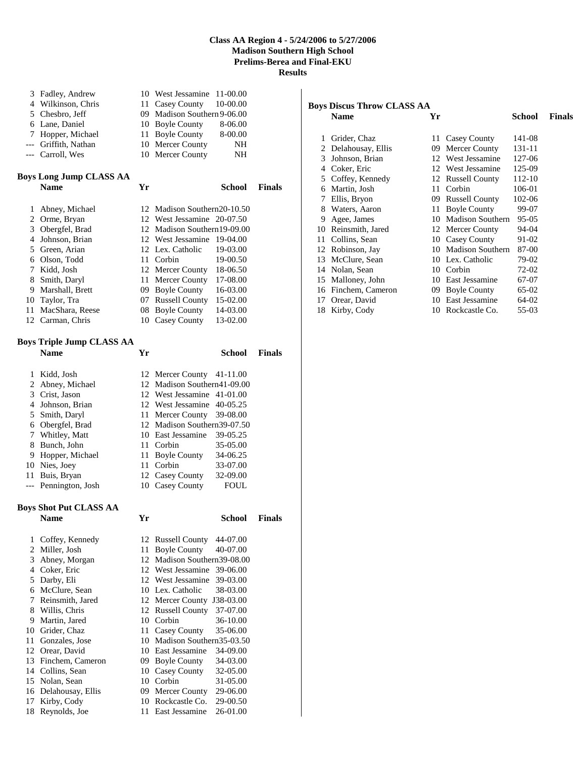# Class AA Region 4 - 5/24/2006 to 5/27/2006
## Madison Southern High School
## Prelims-Berea and Final-EKU
## Results

| | Name | Yr | School | Finals |
|---|---|---|---|---|
| 3 | Fadley, Andrew | 10 | West Jessamine | 11-00.00 |
| 4 | Wilkinson, Chris | 11 | Casey County | 10-00.00 |
| 5 | Chesbro, Jeff | 09 | Madison Southern | 9-06.00 |
| 6 | Lane, Daniel | 10 | Boyle County | 8-06.00 |
| 7 | Hopper, Michael | 11 | Boyle County | 8-00.00 |
| --- | Griffith, Nathan | 10 | Mercer County | NH |
| --- | Carroll, Wes | 10 | Mercer County | NH |

### Boys Long Jump CLASS AA

| | Name | Yr | School | Finals |
|---|---|---|---|---|
| 1 | Abney, Michael | 12 | Madison Southern | 20-10.50 |
| 2 | Orme, Bryan | 12 | West Jessamine | 20-07.50 |
| 3 | Obergfel, Brad | 12 | Madison Southern | 19-09.00 |
| 4 | Johnson, Brian | 12 | West Jessamine | 19-04.00 |
| 5 | Green, Arian | 12 | Lex. Catholic | 19-03.00 |
| 6 | Olson, Todd | 11 | Corbin | 19-00.50 |
| 7 | Kidd, Josh | 12 | Mercer County | 18-06.50 |
| 8 | Smith, Daryl | 11 | Mercer County | 17-08.00 |
| 9 | Marshall, Brett | 09 | Boyle County | 16-03.00 |
| 10 | Taylor, Tra | 07 | Russell County | 15-02.00 |
| 11 | MacShara, Reese | 08 | Boyle County | 14-03.00 |
| 12 | Carman, Chris | 10 | Casey County | 13-02.00 |

### Boys Triple Jump CLASS AA

| | Name | Yr | School | Finals |
|---|---|---|---|---|
| 1 | Kidd, Josh | 12 | Mercer County | 41-11.00 |
| 2 | Abney, Michael | 12 | Madison Southern | 41-09.00 |
| 3 | Crist, Jason | 12 | West Jessamine | 41-01.00 |
| 4 | Johnson, Brian | 12 | West Jessamine | 40-05.25 |
| 5 | Smith, Daryl | 11 | Mercer County | 39-08.00 |
| 6 | Obergfel, Brad | 12 | Madison Southern | 39-07.50 |
| 7 | Whitley, Matt | 10 | East Jessamine | 39-05.25 |
| 8 | Bunch, John | 11 | Corbin | 35-05.00 |
| 9 | Hopper, Michael | 11 | Boyle County | 34-06.25 |
| 10 | Nies, Joey | 11 | Corbin | 33-07.00 |
| 11 | Buis, Bryan | 12 | Casey County | 32-09.00 |
| --- | Pennington, Josh | 10 | Casey County | FOUL |

### Boys Shot Put CLASS AA

| | Name | Yr | School | Finals |
|---|---|---|---|---|
| 1 | Coffey, Kennedy | 12 | Russell County | 44-07.00 |
| 2 | Miller, Josh | 11 | Boyle County | 40-07.00 |
| 3 | Abney, Morgan | 12 | Madison Southern | 39-08.00 |
| 4 | Coker, Eric | 12 | West Jessamine | 39-06.00 |
| 5 | Darby, Eli | 12 | West Jessamine | 39-03.00 |
| 6 | McClure, Sean | 10 | Lex. Catholic | 38-03.00 |
| 7 | Reinsmith, Jared | 12 | Mercer County | J38-03.00 |
| 8 | Willis, Chris | 12 | Russell County | 37-07.00 |
| 9 | Martin, Jared | 10 | Corbin | 36-10.00 |
| 10 | Grider, Chaz | 11 | Casey County | 35-06.00 |
| 11 | Gonzales, Jose | 10 | Madison Southern | 35-03.50 |
| 12 | Orear, David | 10 | East Jessamine | 34-09.00 |
| 13 | Finchem, Cameron | 09 | Boyle County | 34-03.00 |
| 14 | Collins, Sean | 10 | Casey County | 32-05.00 |
| 15 | Nolan, Sean | 10 | Corbin | 31-05.00 |
| 16 | Delahousay, Ellis | 09 | Mercer County | 29-06.00 |
| 17 | Kirby, Cody | 10 | Rockcastle Co. | 29-00.50 |
| 18 | Reynolds, Joe | 11 | East Jessamine | 26-01.00 |

### Boys Discus Throw CLASS AA

| | Name | Yr | School | Finals |
|---|---|---|---|---|
| 1 | Grider, Chaz | 11 | Casey County | 141-08 |
| 2 | Delahousay, Ellis | 09 | Mercer County | 131-11 |
| 3 | Johnson, Brian | 12 | West Jessamine | 127-06 |
| 4 | Coker, Eric | 12 | West Jessamine | 125-09 |
| 5 | Coffey, Kennedy | 12 | Russell County | 112-10 |
| 6 | Martin, Josh | 11 | Corbin | 106-01 |
| 7 | Ellis, Bryon | 09 | Russell County | 102-06 |
| 8 | Waters, Aaron | 11 | Boyle County | 99-07 |
| 9 | Agee, James | 10 | Madison Southern | 95-05 |
| 10 | Reinsmith, Jared | 12 | Mercer County | 94-04 |
| 11 | Collins, Sean | 10 | Casey County | 91-02 |
| 12 | Robinson, Jay | 10 | Madison Southern | 87-00 |
| 13 | McClure, Sean | 10 | Lex. Catholic | 79-02 |
| 14 | Nolan, Sean | 10 | Corbin | 72-02 |
| 15 | Malloney, John | 10 | East Jessamine | 67-07 |
| 16 | Finchem, Cameron | 09 | Boyle County | 65-02 |
| 17 | Orear, David | 10 | East Jessamine | 64-02 |
| 18 | Kirby, Cody | 10 | Rockcastle Co. | 55-03 |